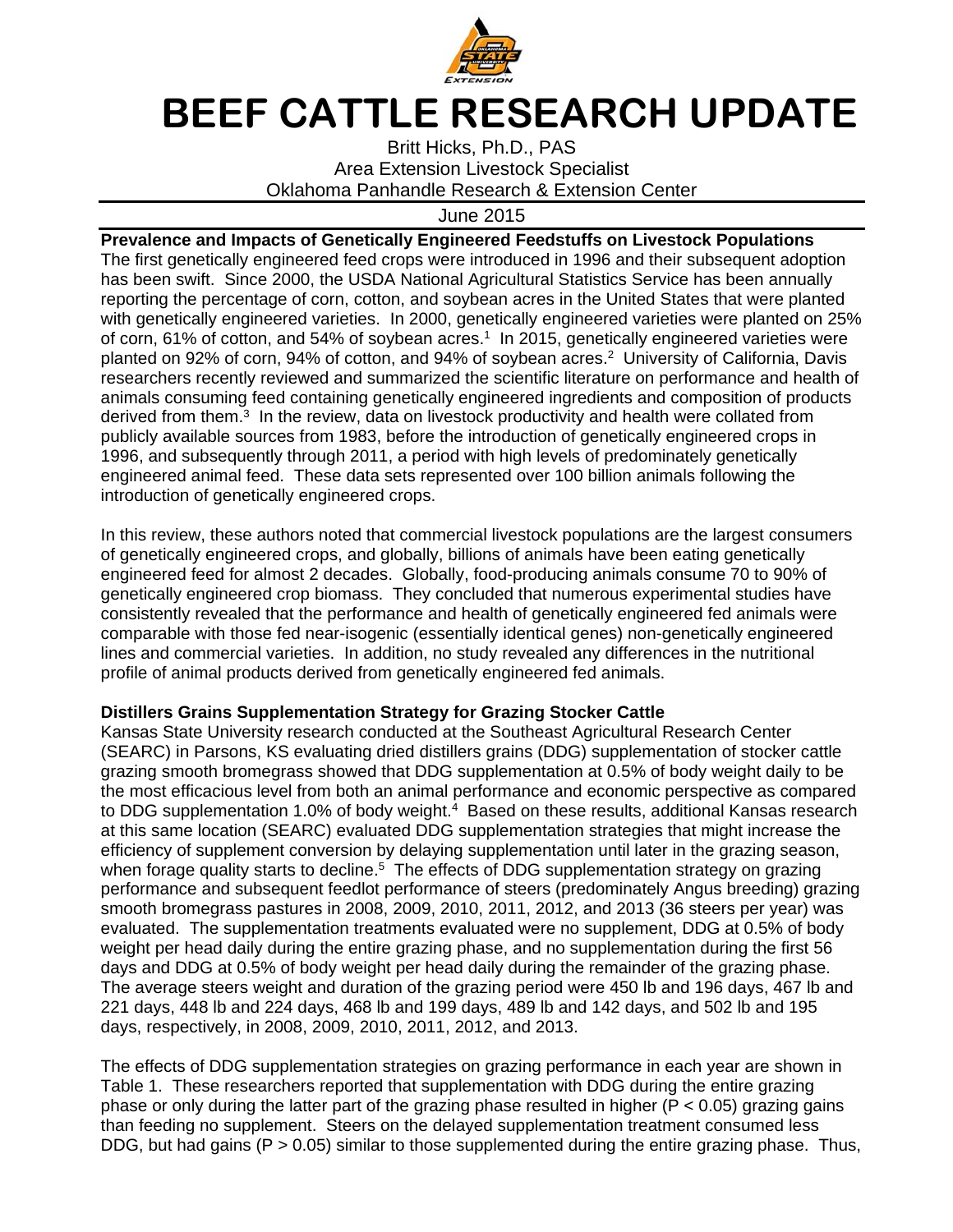# BEEF CATTLE RESEARCH UPDATE

Britt Hicks, Ph.D., PAS
Area Extension Livestock Specialist
Oklahoma Panhandle Research & Extension Center

June 2015

**Prevalence and Impacts of Genetically Engineered Feedstuffs on Livestock Populations**

The first genetically engineered feed crops were introduced in 1996 and their subsequent adoption has been swift. Since 2000, the USDA National Agricultural Statistics Service has been annually reporting the percentage of corn, cotton, and soybean acres in the United States that were planted with genetically engineered varieties. In 2000, genetically engineered varieties were planted on 25% of corn, 61% of cotton, and 54% of soybean acres.[1] In 2015, genetically engineered varieties were planted on 92% of corn, 94% of cotton, and 94% of soybean acres.[2] University of California, Davis researchers recently reviewed and summarized the scientific literature on performance and health of animals consuming feed containing genetically engineered ingredients and composition of products derived from them.[3] In the review, data on livestock productivity and health were collated from publicly available sources from 1983, before the introduction of genetically engineered crops in 1996, and subsequently through 2011, a period with high levels of predominately genetically engineered animal feed. These data sets represented over 100 billion animals following the introduction of genetically engineered crops.

In this review, these authors noted that commercial livestock populations are the largest consumers of genetically engineered crops, and globally, billions of animals have been eating genetically engineered feed for almost 2 decades. Globally, food-producing animals consume 70 to 90% of genetically engineered crop biomass. They concluded that numerous experimental studies have consistently revealed that the performance and health of genetically engineered fed animals were comparable with those fed near-isogenic (essentially identical genes) non-genetically engineered lines and commercial varieties. In addition, no study revealed any differences in the nutritional profile of animal products derived from genetically engineered fed animals.

**Distillers Grains Supplementation Strategy for Grazing Stocker Cattle**

Kansas State University research conducted at the Southeast Agricultural Research Center (SEARC) in Parsons, KS evaluating dried distillers grains (DDG) supplementation of stocker cattle grazing smooth bromegrass showed that DDG supplementation at 0.5% of body weight daily to be the most efficacious level from both an animal performance and economic perspective as compared to DDG supplementation 1.0% of body weight.[4] Based on these results, additional Kansas research at this same location (SEARC) evaluated DDG supplementation strategies that might increase the efficiency of supplement conversion by delaying supplementation until later in the grazing season, when forage quality starts to decline.[5] The effects of DDG supplementation strategy on grazing performance and subsequent feedlot performance of steers (predominately Angus breeding) grazing smooth bromegrass pastures in 2008, 2009, 2010, 2011, 2012, and 2013 (36 steers per year) was evaluated. The supplementation treatments evaluated were no supplement, DDG at 0.5% of body weight per head daily during the entire grazing phase, and no supplementation during the first 56 days and DDG at 0.5% of body weight per head daily during the remainder of the grazing phase. The average steers weight and duration of the grazing period were 450 lb and 196 days, 467 lb and 221 days, 448 lb and 224 days, 468 lb and 199 days, 489 lb and 142 days, and 502 lb and 195 days, respectively, in 2008, 2009, 2010, 2011, 2012, and 2013.

The effects of DDG supplementation strategies on grazing performance in each year are shown in Table 1. These researchers reported that supplementation with DDG during the entire grazing phase or only during the latter part of the grazing phase resulted in higher ($P < 0.05$) grazing gains than feeding no supplement. Steers on the delayed supplementation treatment consumed less DDG, but had gains ($P > 0.05$) similar to those supplemented during the entire grazing phase. Thus,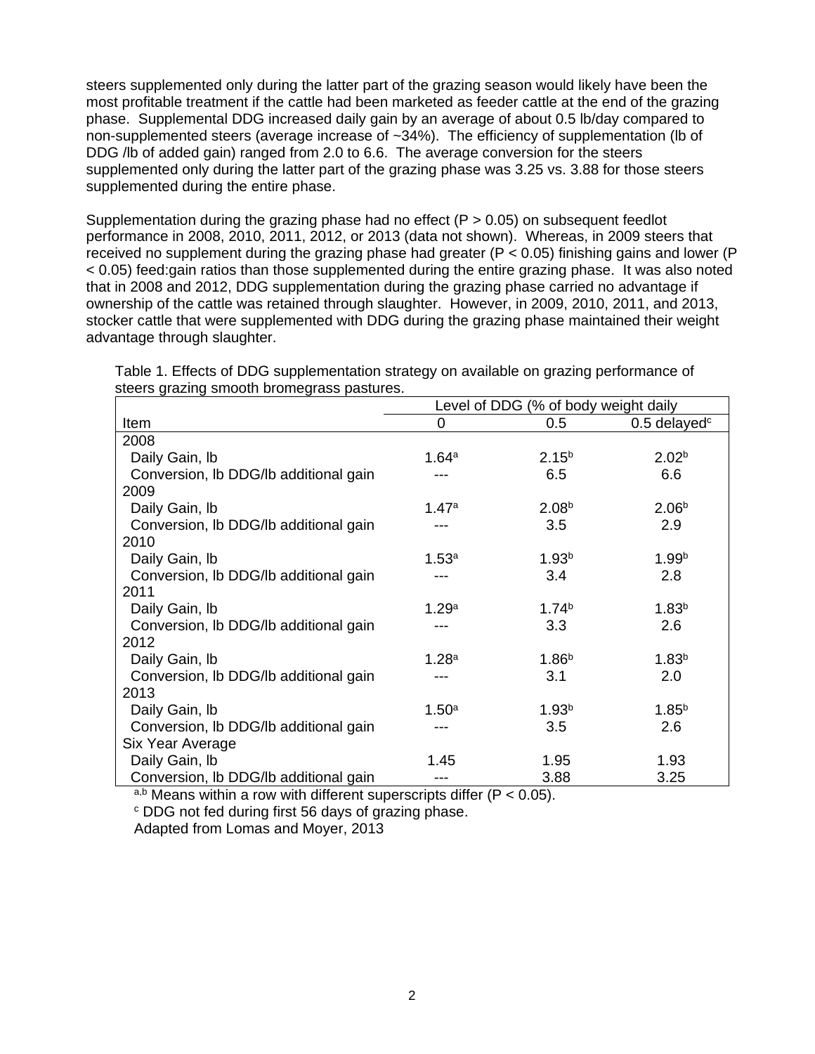steers supplemented only during the latter part of the grazing season would likely have been the most profitable treatment if the cattle had been marketed as feeder cattle at the end of the grazing phase. Supplemental DDG increased daily gain by an average of about 0.5 lb/day compared to non-supplemented steers (average increase of ~34%). The efficiency of supplementation (lb of DDG /lb of added gain) ranged from 2.0 to 6.6. The average conversion for the steers supplemented only during the latter part of the grazing phase was 3.25 vs. 3.88 for those steers supplemented during the entire phase.

Supplementation during the grazing phase had no effect ($P > 0.05$) on subsequent feedlot performance in 2008, 2010, 2011, 2012, or 2013 (data not shown). Whereas, in 2009 steers that received no supplement during the grazing phase had greater ($P < 0.05$) finishing gains and lower ($P < 0.05$) feed:gain ratios than those supplemented during the entire grazing phase. It was also noted that in 2008 and 2012, DDG supplementation during the grazing phase carried no advantage if ownership of the cattle was retained through slaughter. However, in 2009, 2010, 2011, and 2013, stocker cattle that were supplemented with DDG during the grazing phase maintained their weight advantage through slaughter.

Table 1. Effects of DDG supplementation strategy on available on grazing performance of steers grazing smooth bromegrass pastures.

| | Level of DDG (% of body weight daily | | |
|---|---|---|---|
| Item | 0 | 0.5 | 0.5 delayed[c] |
| 2008 | | | |
| Daily Gain, lb | 1.64[a] | 2.15[b] | 2.02[b] |
| Conversion, lb DDG/lb additional gain | --- | 6.5 | 6.6 |
| 2009 | | | |
| Daily Gain, lb | 1.47[a] | 2.08[b] | 2.06[b] |
| Conversion, lb DDG/lb additional gain | --- | 3.5 | 2.9 |
| 2010 | | | |
| Daily Gain, lb | 1.53[a] | 1.93[b] | 1.99[b] |
| Conversion, lb DDG/lb additional gain | --- | 3.4 | 2.8 |
| 2011 | | | |
| Daily Gain, lb | 1.29[a] | 1.74[b] | 1.83[b] |
| Conversion, lb DDG/lb additional gain | --- | 3.3 | 2.6 |
| 2012 | | | |
| Daily Gain, lb | 1.28[a] | 1.86[b] | 1.83[b] |
| Conversion, lb DDG/lb additional gain | --- | 3.1 | 2.0 |
| 2013 | | | |
| Daily Gain, lb | 1.50[a] | 1.93[b] | 1.85[b] |
| Conversion, lb DDG/lb additional gain | --- | 3.5 | 2.6 |
| Six Year Average | | | |
| Daily Gain, lb | 1.45 | 1.95 | 1.93 |
| Conversion, lb DDG/lb additional gain | --- | 3.88 | 3.25 |

[a,b] Means within a row with different superscripts differ ($P < 0.05$).

[c] DDG not fed during first 56 days of grazing phase.

Adapted from Lomas and Moyer, 2013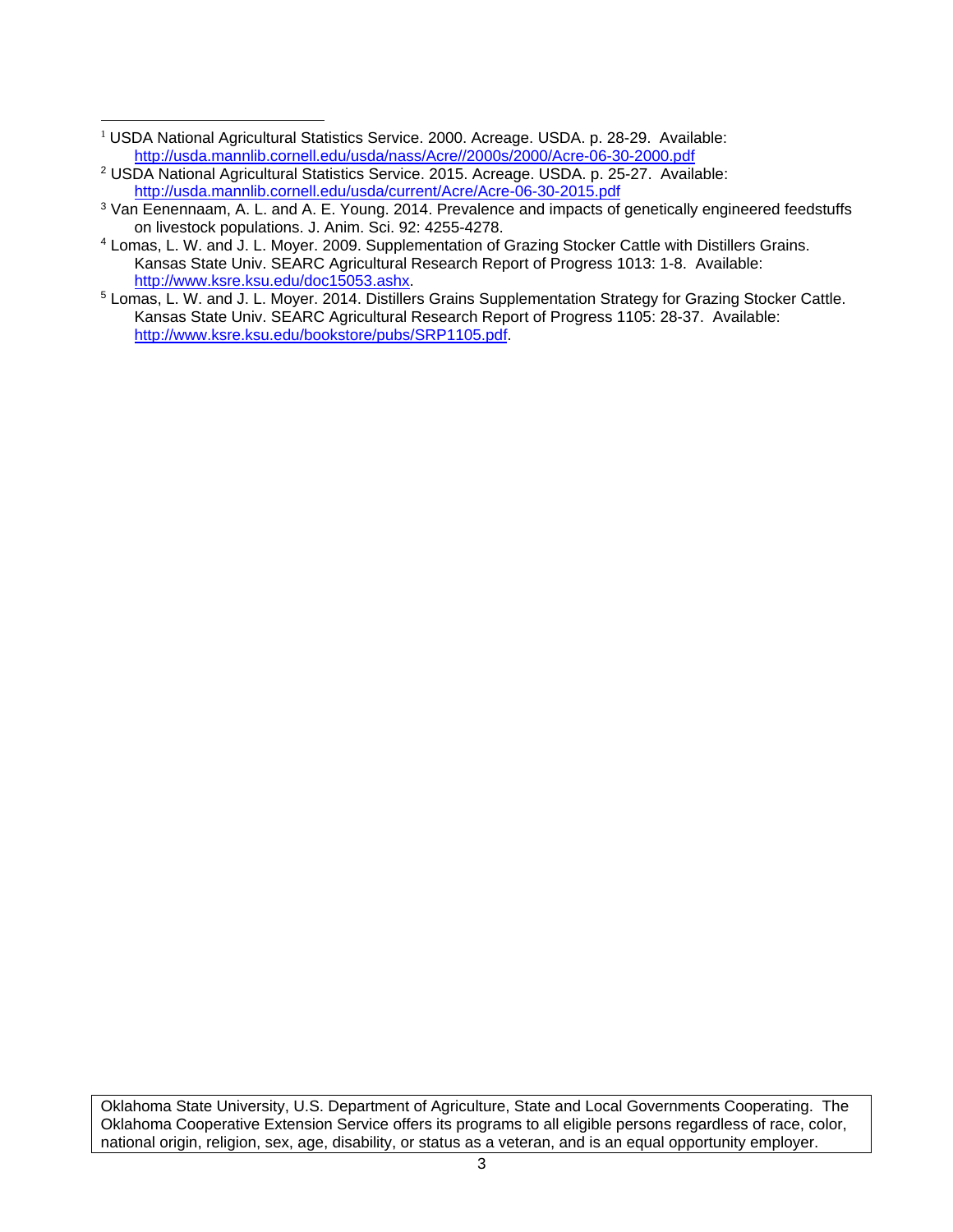[1] USDA National Agricultural Statistics Service. 2000. Acreage. USDA. p. 28-29. Available: http://usda.mannlib.cornell.edu/usda/nass/Acre//2000s/2000/Acre-06-30-2000.pdf

[2] USDA National Agricultural Statistics Service. 2015. Acreage. USDA. p. 25-27. Available: http://usda.mannlib.cornell.edu/usda/current/Acre/Acre-06-30-2015.pdf

[3] Van Eenennaam, A. L. and A. E. Young. 2014. Prevalence and impacts of genetically engineered feedstuffs on livestock populations. J. Anim. Sci. 92: 4255-4278.

[4] Lomas, L. W. and J. L. Moyer. 2009. Supplementation of Grazing Stocker Cattle with Distillers Grains. Kansas State Univ. SEARC Agricultural Research Report of Progress 1013: 1-8. Available: http://www.ksre.ksu.edu/doc15053.ashx.

[5] Lomas, L. W. and J. L. Moyer. 2014. Distillers Grains Supplementation Strategy for Grazing Stocker Cattle. Kansas State Univ. SEARC Agricultural Research Report of Progress 1105: 28-37. Available: http://www.ksre.ksu.edu/bookstore/pubs/SRP1105.pdf.

Oklahoma State University, U.S. Department of Agriculture, State and Local Governments Cooperating. The Oklahoma Cooperative Extension Service offers its programs to all eligible persons regardless of race, color, national origin, religion, sex, age, disability, or status as a veteran, and is an equal opportunity employer.